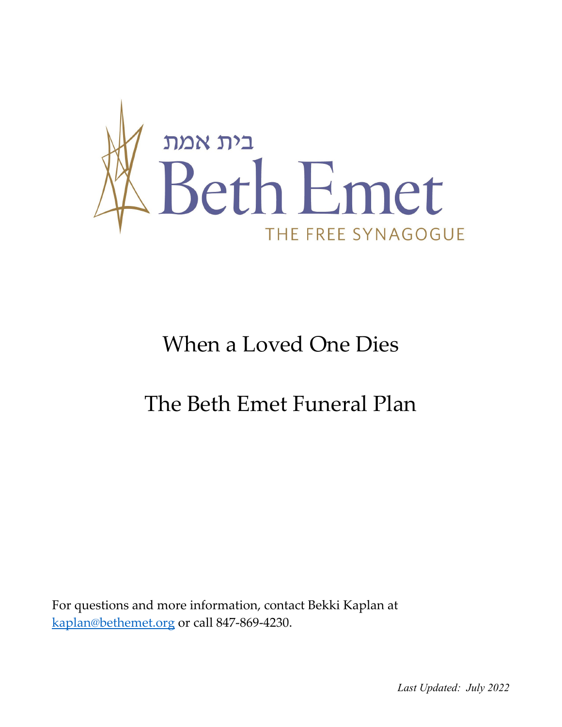בית אמת

# Beth Emet

THE FREE SYNAGOGUE

# When a Loved One Dies

# The Beth Emet Funeral Plan

For questions and more information, contact Bekki Kaplan at [kaplan@bethemet.org](mailto:kaplan@bethemet.org) or call 847-869-4230.

*Last Updated: July 2022*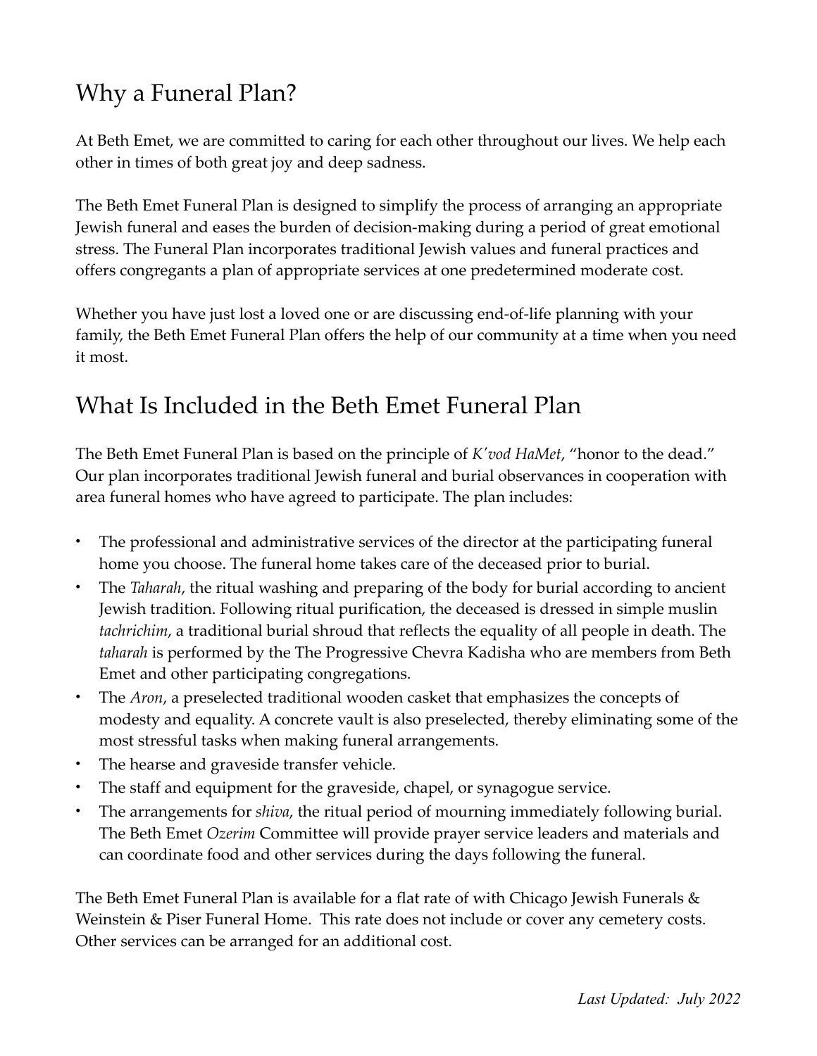## Why a Funeral Plan?

At Beth Emet, we are committed to caring for each other throughout our lives. We help each other in times of both great joy and deep sadness.

The Beth Emet Funeral Plan is designed to simplify the process of arranging an appropriate Jewish funeral and eases the burden of decision-making during a period of great emotional stress. The Funeral Plan incorporates traditional Jewish values and funeral practices and offers congregants a plan of appropriate services at one predetermined moderate cost.

Whether you have just lost a loved one or are discussing end-of-life planning with your family, the Beth Emet Funeral Plan offers the help of our community at a time when you need it most.

## What Is Included in the Beth Emet Funeral Plan

The Beth Emet Funeral Plan is based on the principle of *K'vod HaMet*, "honor to the dead." Our plan incorporates traditional Jewish funeral and burial observances in cooperation with area funeral homes who have agreed to participate. The plan includes:

- The professional and administrative services of the director at the participating funeral home you choose. The funeral home takes care of the deceased prior to burial.
- The *Taharah*, the ritual washing and preparing of the body for burial according to ancient Jewish tradition. Following ritual purification, the deceased is dressed in simple muslin *tachrichim*, a traditional burial shroud that reflects the equality of all people in death. The *taharah* is performed by the The Progressive Chevra Kadisha who are members from Beth Emet and other participating congregations.
- The *Aron*, a preselected traditional wooden casket that emphasizes the concepts of modesty and equality. A concrete vault is also preselected, thereby eliminating some of the most stressful tasks when making funeral arrangements.
- The hearse and graveside transfer vehicle.
- The staff and equipment for the graveside, chapel, or synagogue service.
- The arrangements for *shiva*, the ritual period of mourning immediately following burial. The Beth Emet *Ozerim* Committee will provide prayer service leaders and materials and can coordinate food and other services during the days following the funeral.

The Beth Emet Funeral Plan is available for a flat rate of with Chicago Jewish Funerals & Weinstein & Piser Funeral Home. This rate does not include or cover any cemetery costs. Other services can be arranged for an additional cost.

*Last Updated: July 2022*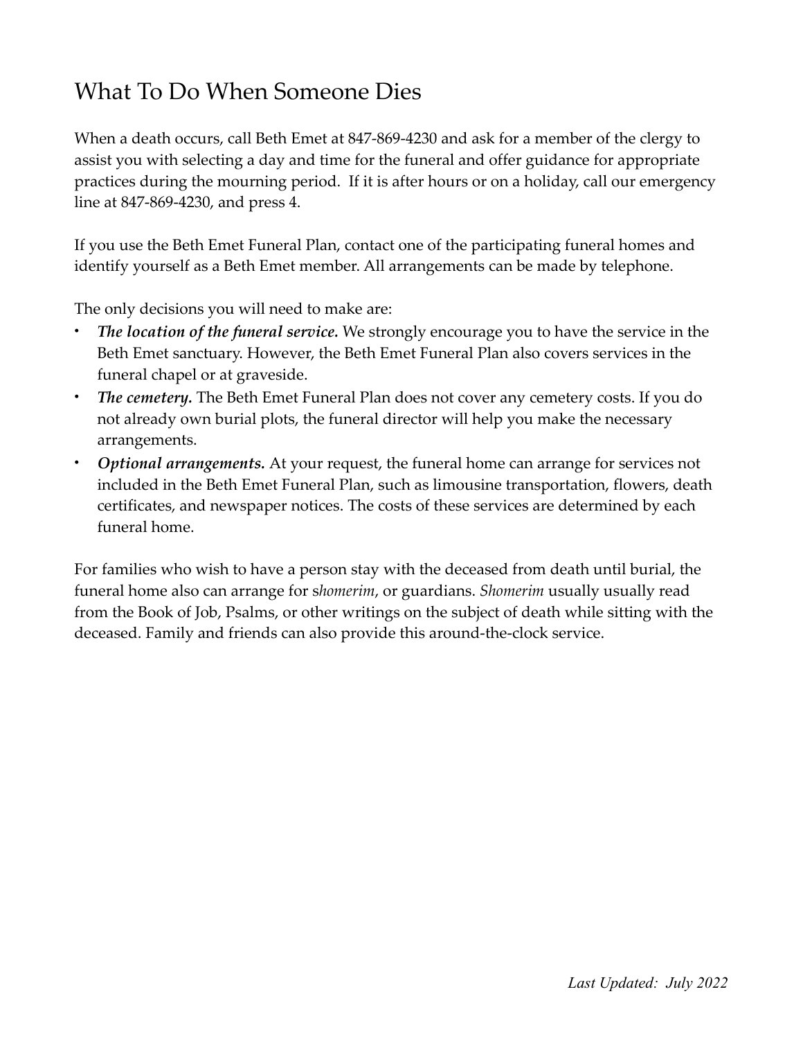# What To Do When Someone Dies

When a death occurs, call Beth Emet at 847-869-4230 and ask for a member of the clergy to assist you with selecting a day and time for the funeral and offer guidance for appropriate practices during the mourning period. If it is after hours or on a holiday, call our emergency line at 847-869-4230, and press 4.

If you use the Beth Emet Funeral Plan, contact one of the participating funeral homes and identify yourself as a Beth Emet member. All arrangements can be made by telephone.

The only decisions you will need to make are:

- ***The location of the funeral service.*** We strongly encourage you to have the service in the Beth Emet sanctuary. However, the Beth Emet Funeral Plan also covers services in the funeral chapel or at graveside.
- ***The cemetery.*** The Beth Emet Funeral Plan does not cover any cemetery costs. If you do not already own burial plots, the funeral director will help you make the necessary arrangements.
- ***Optional arrangements.*** At your request, the funeral home can arrange for services not included in the Beth Emet Funeral Plan, such as limousine transportation, flowers, death certificates, and newspaper notices. The costs of these services are determined by each funeral home.

For families who wish to have a person stay with the deceased from death until burial, the funeral home also can arrange for s*homerim*, or guardians. *Shomerim* usually usually read from the Book of Job, Psalms, or other writings on the subject of death while sitting with the deceased. Family and friends can also provide this around-the-clock service.

*Last Updated: July 2022*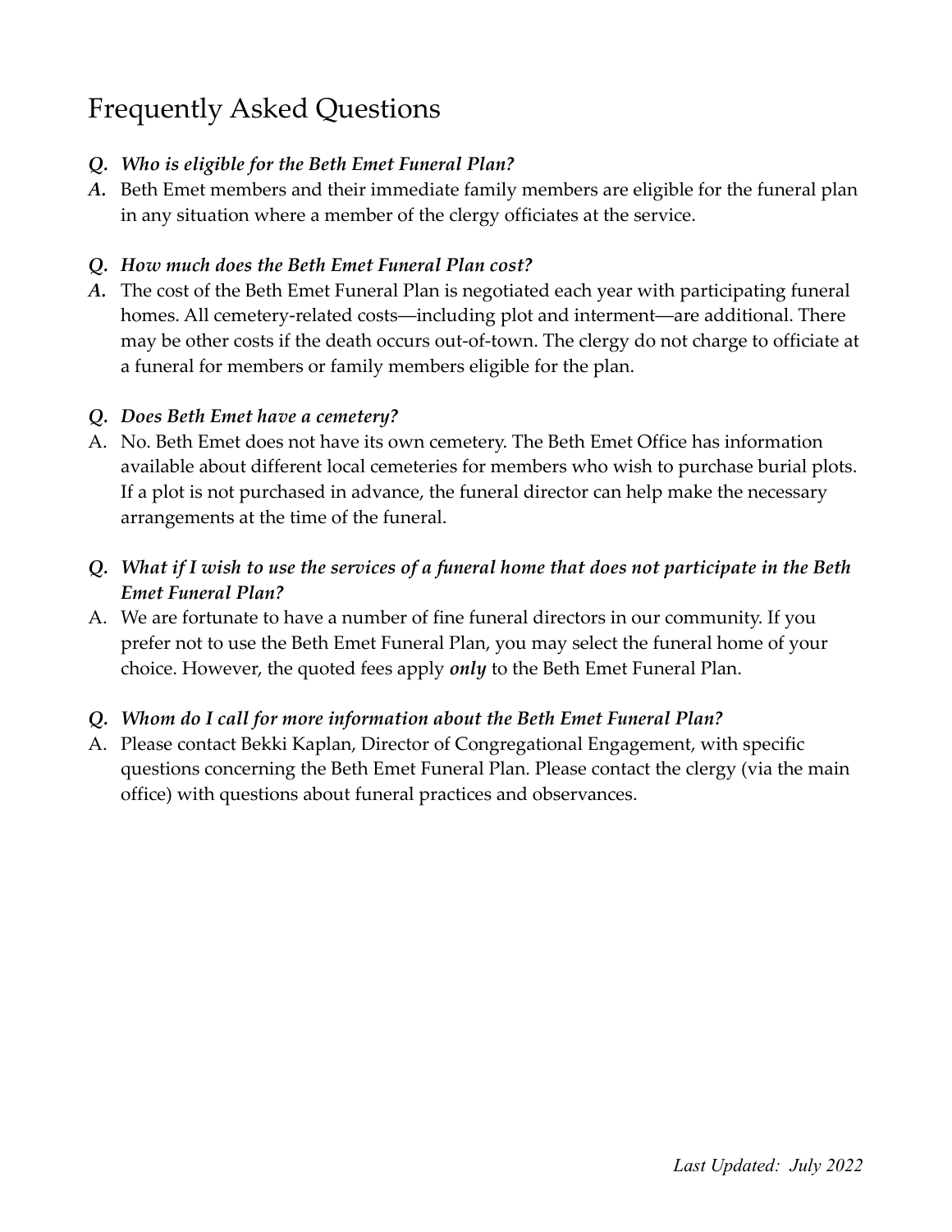# Frequently Asked Questions

***Q. Who is eligible for the Beth Emet Funeral Plan?***

***A.*** Beth Emet members and their immediate family members are eligible for the funeral plan in any situation where a member of the clergy officiates at the service.

***Q. How much does the Beth Emet Funeral Plan cost?***

***A.*** The cost of the Beth Emet Funeral Plan is negotiated each year with participating funeral homes. All cemetery-related costs—including plot and interment—are additional. There may be other costs if the death occurs out-of-town. The clergy do not charge to officiate at a funeral for members or family members eligible for the plan.

***Q. Does Beth Emet have a cemetery?***

A. No. Beth Emet does not have its own cemetery. The Beth Emet Office has information available about different local cemeteries for members who wish to purchase burial plots. If a plot is not purchased in advance, the funeral director can help make the necessary arrangements at the time of the funeral.

***Q. What if I wish to use the services of a funeral home that does not participate in the Beth Emet Funeral Plan?***

A. We are fortunate to have a number of fine funeral directors in our community. If you prefer not to use the Beth Emet Funeral Plan, you may select the funeral home of your choice. However, the quoted fees apply ***only*** to the Beth Emet Funeral Plan.

***Q. Whom do I call for more information about the Beth Emet Funeral Plan?***

A. Please contact Bekki Kaplan, Director of Congregational Engagement, with specific questions concerning the Beth Emet Funeral Plan. Please contact the clergy (via the main office) with questions about funeral practices and observances.

*Last Updated: July 2022*